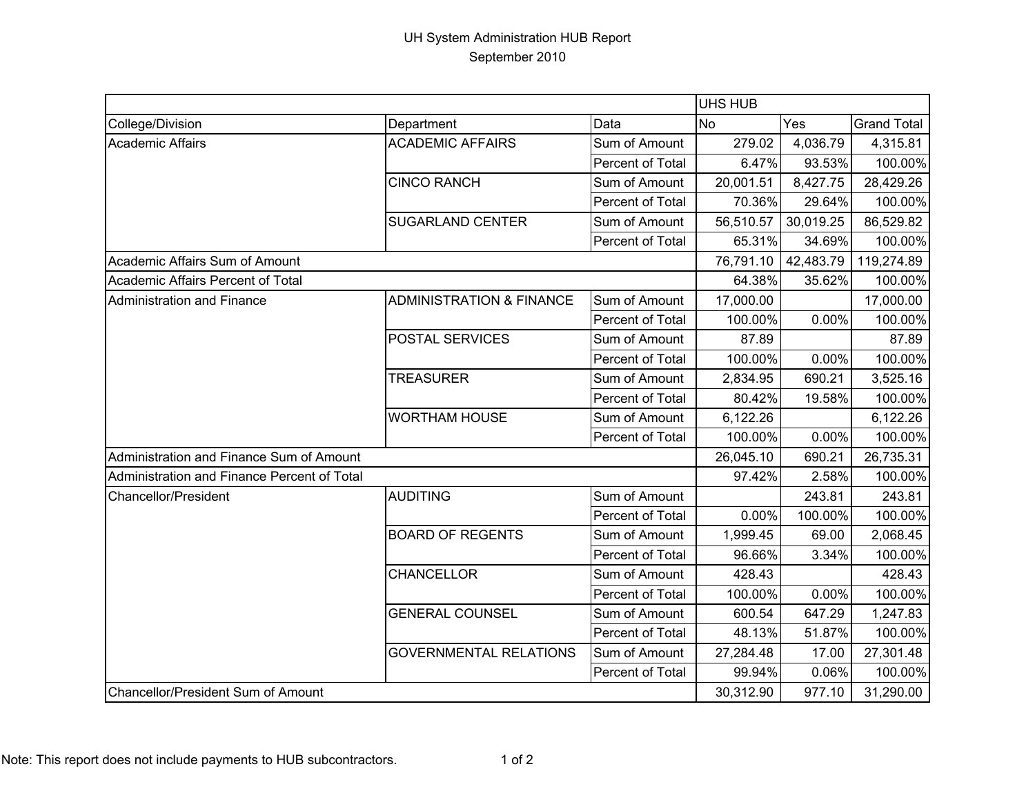# UH System Administration HUB Report

September 2010

| | | | UHS HUB | | |
|---|---|---|---|---|---|
| College/Division | Department | Data | No | Yes | Grand Total |
| Academic Affairs | ACADEMIC AFFAIRS | Sum of Amount | 279.02 | 4,036.79 | 4,315.81 |
| | | Percent of Total | 6.47% | 93.53% | 100.00% |
| | CINCO RANCH | Sum of Amount | 20,001.51 | 8,427.75 | 28,429.26 |
| | | Percent of Total | 70.36% | 29.64% | 100.00% |
| | SUGARLAND CENTER | Sum of Amount | 56,510.57 | 30,019.25 | 86,529.82 |
| | | Percent of Total | 65.31% | 34.69% | 100.00% |
| Academic Affairs Sum of Amount | | | 76,791.10 | 42,483.79 | 119,274.89 |
| Academic Affairs Percent of Total | | | 64.38% | 35.62% | 100.00% |
| Administration and Finance | ADMINISTRATION & FINANCE | Sum of Amount | 17,000.00 | | 17,000.00 |
| | | Percent of Total | 100.00% | 0.00% | 100.00% |
| | POSTAL SERVICES | Sum of Amount | 87.89 | | 87.89 |
| | | Percent of Total | 100.00% | 0.00% | 100.00% |
| | TREASURER | Sum of Amount | 2,834.95 | 690.21 | 3,525.16 |
| | | Percent of Total | 80.42% | 19.58% | 100.00% |
| | WORTHAM HOUSE | Sum of Amount | 6,122.26 | | 6,122.26 |
| | | Percent of Total | 100.00% | 0.00% | 100.00% |
| Administration and Finance Sum of Amount | | | 26,045.10 | 690.21 | 26,735.31 |
| Administration and Finance Percent of Total | | | 97.42% | 2.58% | 100.00% |
| Chancellor/President | AUDITING | Sum of Amount | | 243.81 | 243.81 |
| | | Percent of Total | 0.00% | 100.00% | 100.00% |
| | BOARD OF REGENTS | Sum of Amount | 1,999.45 | 69.00 | 2,068.45 |
| | | Percent of Total | 96.66% | 3.34% | 100.00% |
| | CHANCELLOR | Sum of Amount | 428.43 | | 428.43 |
| | | Percent of Total | 100.00% | 0.00% | 100.00% |
| | GENERAL COUNSEL | Sum of Amount | 600.54 | 647.29 | 1,247.83 |
| | | Percent of Total | 48.13% | 51.87% | 100.00% |
| | GOVERNMENTAL RELATIONS | Sum of Amount | 27,284.48 | 17.00 | 27,301.48 |
| | | Percent of Total | 99.94% | 0.06% | 100.00% |
| Chancellor/President Sum of Amount | | | 30,312.90 | 977.10 | 31,290.00 |

Note: This report does not include payments to HUB subcontractors.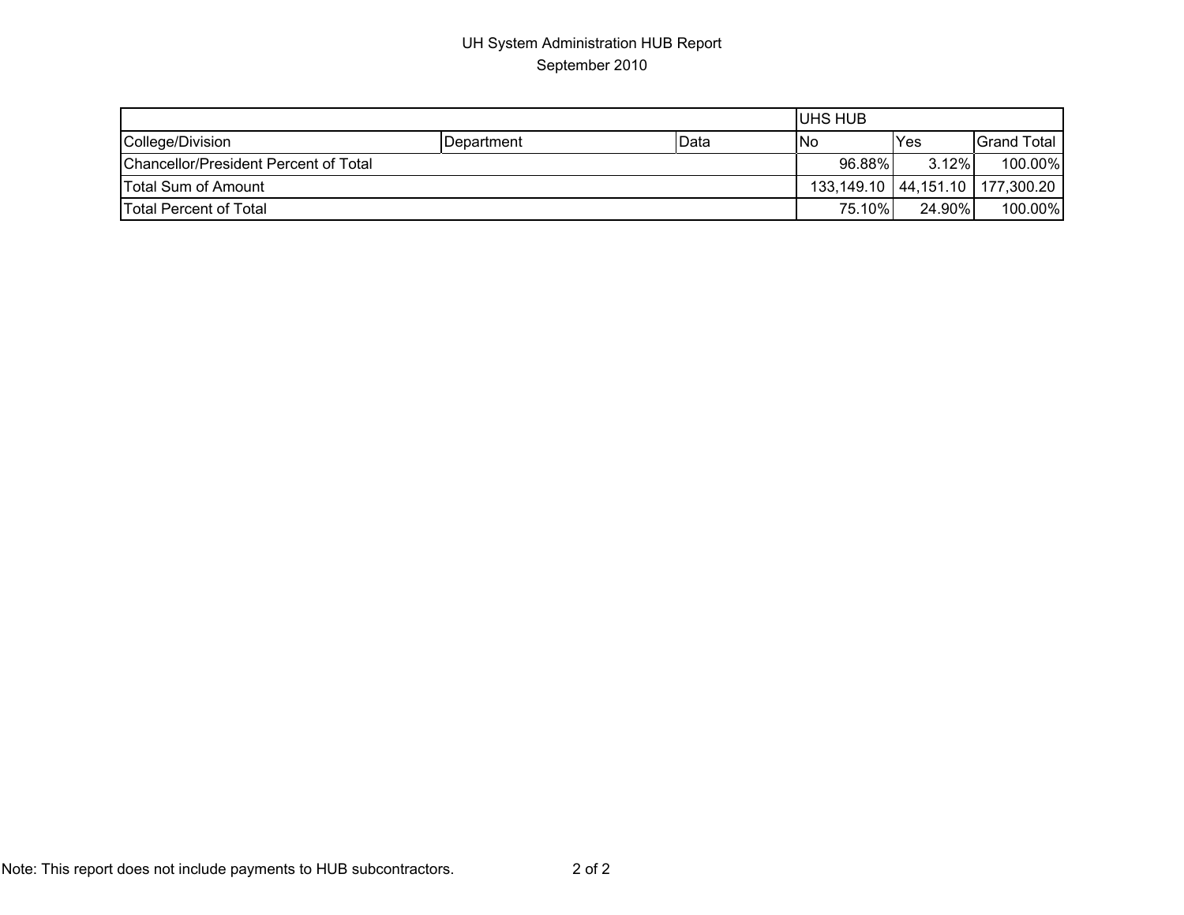# UH System Administration HUB Report

September 2010

| | | | UHS HUB | | |
|---|---|---|---|---|---|
| College/Division | Department | Data | No | Yes | Grand Total |
| Chancellor/President Percent of Total | | | 96.88% | 3.12% | 100.00% |
| Total Sum of Amount | | | 133,149.10 | 44,151.10 | 177,300.20 |
| Total Percent of Total | | | 75.10% | 24.90% | 100.00% |

Note: This report does not include payments to HUB subcontractors.